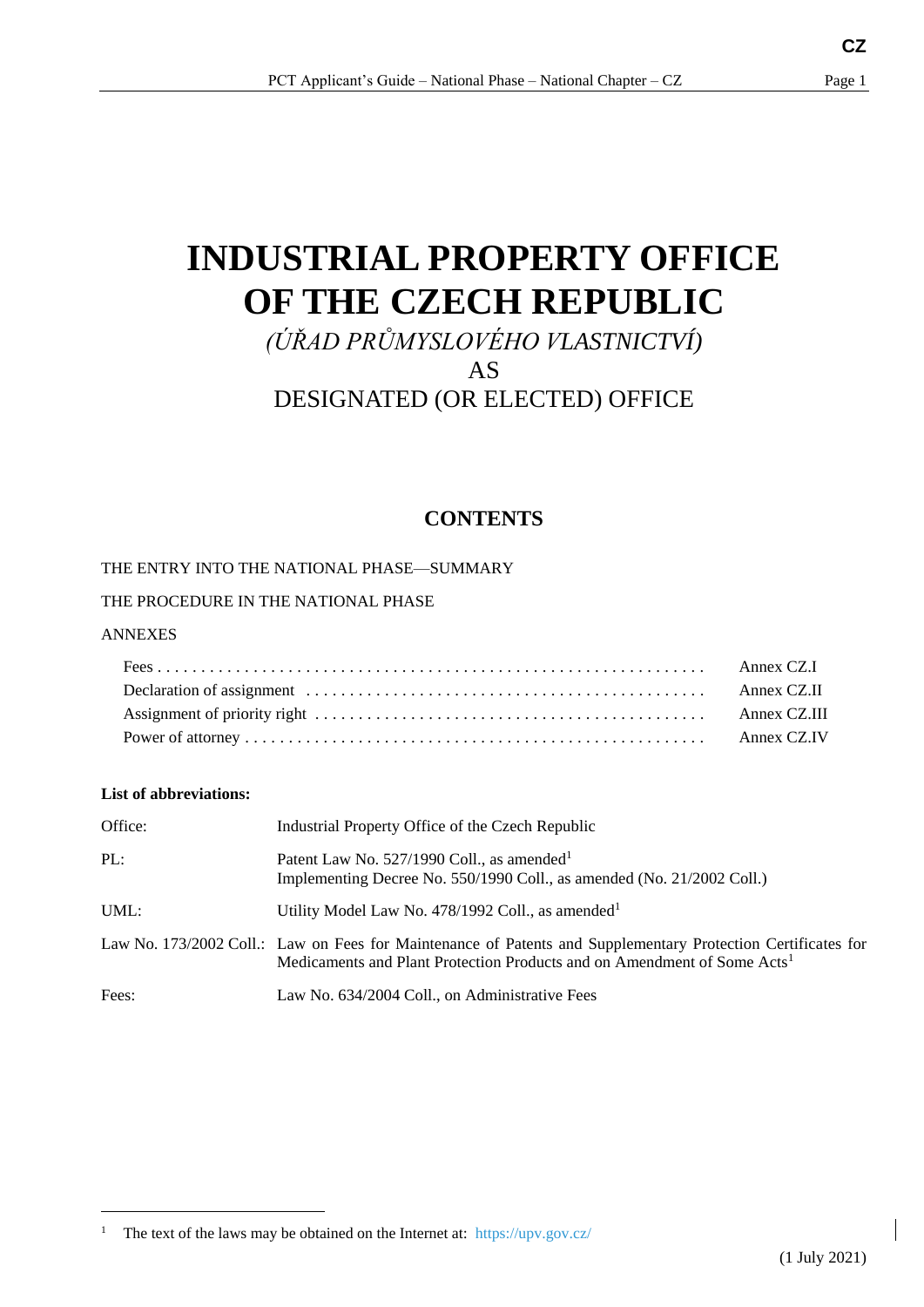# INDUSTRIAL PROPERTY OFFICE OF THE CZECH REPUBLIC

*(ÚŘAD PRŮMYSLOVÉHO VLASTNICTVÍ)*

AS

DESIGNATED (OR ELECTED) OFFICE

## CONTENTS

THE ENTRY INTO THE NATIONAL PHASE—SUMMARY

THE PROCEDURE IN THE NATIONAL PHASE

ANNEXES

| | |
|---|---|
| Fees | Annex CZ.I |
| Declaration of assignment | Annex CZ.II |
| Assignment of priority right | Annex CZ.III |
| Power of attorney | Annex CZ.IV |

**List of abbreviations:**

| | |
|---|---|
| Office: | Industrial Property Office of the Czech Republic |
| PL: | Patent Law No. 527/1990 Coll., as amended[1]<br>Implementing Decree No. 550/1990 Coll., as amended (No. 21/2002 Coll.) |
| UML: | Utility Model Law No. 478/1992 Coll., as amended[1] |
| Law No. 173/2002 Coll.: | Law on Fees for Maintenance of Patents and Supplementary Protection Certificates for Medicaments and Plant Protection Products and on Amendment of Some Acts[1] |
| Fees: | Law No. 634/2004 Coll., on Administrative Fees |

[1] The text of the laws may be obtained on the Internet at: https://upv.gov.cz/

(1 July 2021)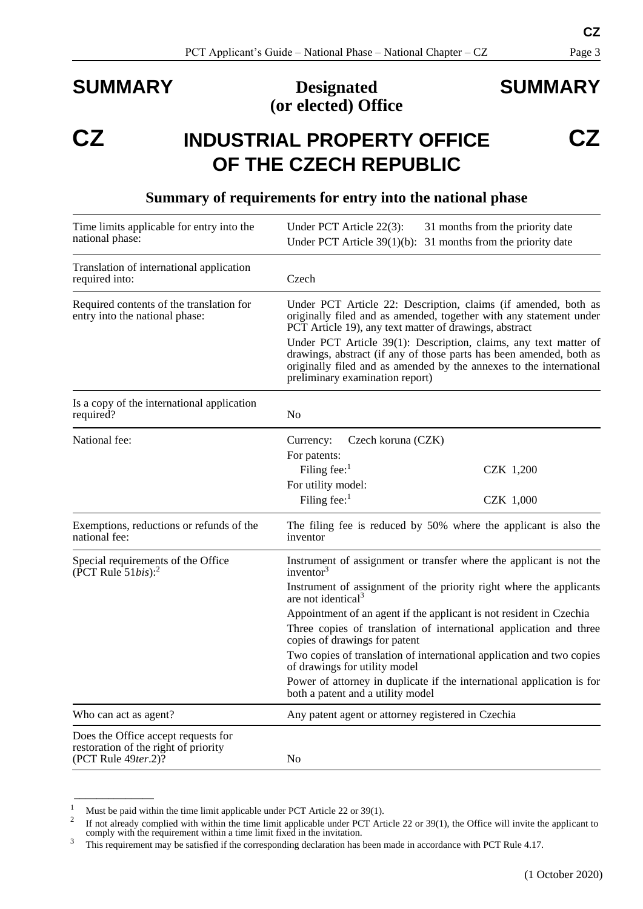# SUMMARY — Designated (or elected) Office — SUMMARY

# CZ — INDUSTRIAL PROPERTY OFFICE OF THE CZECH REPUBLIC — CZ

## Summary of requirements for entry into the national phase

| | |
|---|---|
| Time limits applicable for entry into the national phase: | Under PCT Article 22(3): 31 months from the priority date<br>Under PCT Article 39(1)(b): 31 months from the priority date |
| Translation of international application required into: | Czech |
| Required contents of the translation for entry into the national phase: | Under PCT Article 22: Description, claims (if amended, both as originally filed and as amended, together with any statement under PCT Article 19), any text matter of drawings, abstract<br>Under PCT Article 39(1): Description, claims, any text matter of drawings, abstract (if any of those parts has been amended, both as originally filed and as amended by the annexes to the international preliminary examination report) |
| Is a copy of the international application required? | No |
| National fee: | Currency: Czech koruna (CZK)<br>For patents:<br>Filing fee:[1] CZK 1,200<br>For utility model:<br>Filing fee:[1] CZK 1,000 |
| Exemptions, reductions or refunds of the national fee: | The filing fee is reduced by 50% where the applicant is also the inventor |
| Special requirements of the Office (PCT Rule 51*bis*):[2] | Instrument of assignment or transfer where the applicant is not the inventor[3]<br>Instrument of assignment of the priority right where the applicants are not identical[3]<br>Appointment of an agent if the applicant is not resident in Czechia<br>Three copies of translation of international application and three copies of drawings for patent<br>Two copies of translation of international application and two copies of drawings for utility model<br>Power of attorney in duplicate if the international application is for both a patent and a utility model |
| Who can act as agent? | Any patent agent or attorney registered in Czechia |
| Does the Office accept requests for restoration of the right of priority (PCT Rule 49*ter*.2)? | No |

---

[1] Must be paid within the time limit applicable under PCT Article 22 or 39(1).

[2] If not already complied with within the time limit applicable under PCT Article 22 or 39(1), the Office will invite the applicant to comply with the requirement within a time limit fixed in the invitation.

[3] This requirement may be satisfied if the corresponding declaration has been made in accordance with PCT Rule 4.17.

(1 October 2020)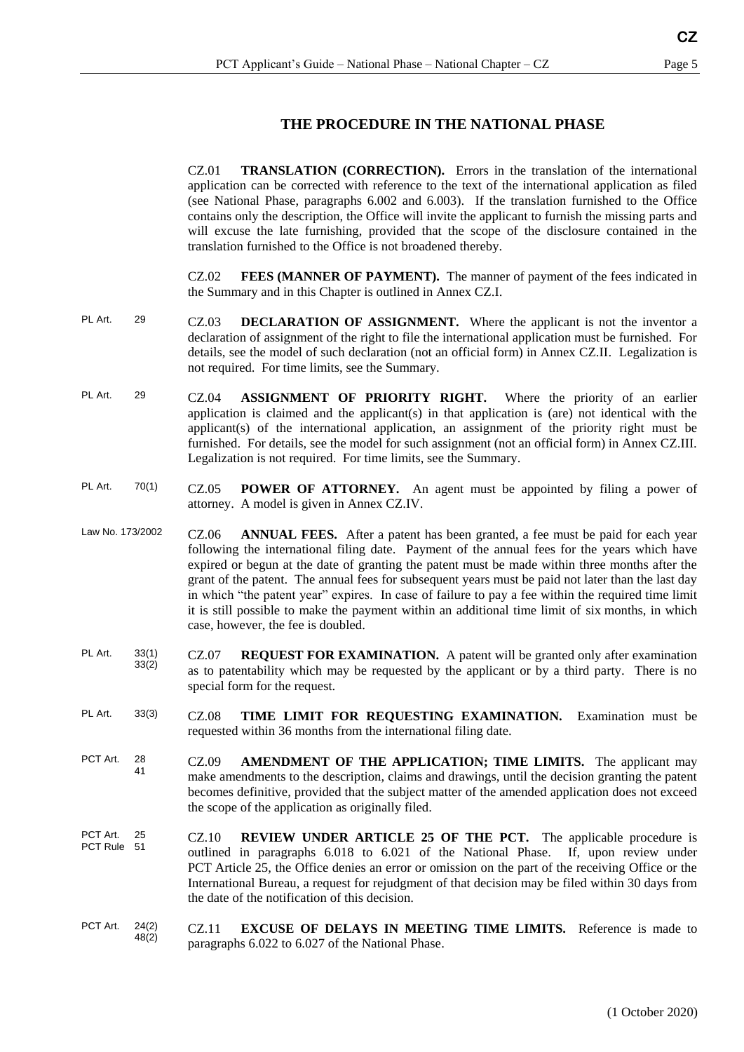## THE PROCEDURE IN THE NATIONAL PHASE

CZ.01 **TRANSLATION (CORRECTION).** Errors in the translation of the international application can be corrected with reference to the text of the international application as filed (see National Phase, paragraphs 6.002 and 6.003). If the translation furnished to the Office contains only the description, the Office will invite the applicant to furnish the missing parts and will excuse the late furnishing, provided that the scope of the disclosure contained in the translation furnished to the Office is not broadened thereby.

CZ.02 **FEES (MANNER OF PAYMENT).** The manner of payment of the fees indicated in the Summary and in this Chapter is outlined in Annex CZ.I.

PL Art. 29

CZ.03 **DECLARATION OF ASSIGNMENT.** Where the applicant is not the inventor a declaration of assignment of the right to file the international application must be furnished. For details, see the model of such declaration (not an official form) in Annex CZ.II. Legalization is not required. For time limits, see the Summary.

PL Art. 29

CZ.04 **ASSIGNMENT OF PRIORITY RIGHT.** Where the priority of an earlier application is claimed and the applicant(s) in that application is (are) not identical with the applicant(s) of the international application, an assignment of the priority right must be furnished. For details, see the model for such assignment (not an official form) in Annex CZ.III. Legalization is not required. For time limits, see the Summary.

PL Art. 70(1)

CZ.05 **POWER OF ATTORNEY.** An agent must be appointed by filing a power of attorney. A model is given in Annex CZ.IV.

Law No. 173/2002

CZ.06 **ANNUAL FEES.** After a patent has been granted, a fee must be paid for each year following the international filing date. Payment of the annual fees for the years which have expired or begun at the date of granting the patent must be made within three months after the grant of the patent. The annual fees for subsequent years must be paid not later than the last day in which "the patent year" expires. In case of failure to pay a fee within the required time limit it is still possible to make the payment within an additional time limit of six months, in which case, however, the fee is doubled.

PL Art. 33(1) 33(2)

CZ.07 **REQUEST FOR EXAMINATION.** A patent will be granted only after examination as to patentability which may be requested by the applicant or by a third party. There is no special form for the request.

PL Art. 33(3)

CZ.08 **TIME LIMIT FOR REQUESTING EXAMINATION.** Examination must be requested within 36 months from the international filing date.

PCT Art. 28 41

CZ.09 **AMENDMENT OF THE APPLICATION; TIME LIMITS.** The applicant may make amendments to the description, claims and drawings, until the decision granting the patent becomes definitive, provided that the subject matter of the amended application does not exceed the scope of the application as originally filed.

PCT Art. 25
PCT Rule 51

CZ.10 **REVIEW UNDER ARTICLE 25 OF THE PCT.** The applicable procedure is outlined in paragraphs 6.018 to 6.021 of the National Phase. If, upon review under PCT Article 25, the Office denies an error or omission on the part of the receiving Office or the International Bureau, a request for rejudgment of that decision may be filed within 30 days from the date of the notification of this decision.

PCT Art. 24(2) 48(2)

CZ.11 **EXCUSE OF DELAYS IN MEETING TIME LIMITS.** Reference is made to paragraphs 6.022 to 6.027 of the National Phase.

(1 October 2020)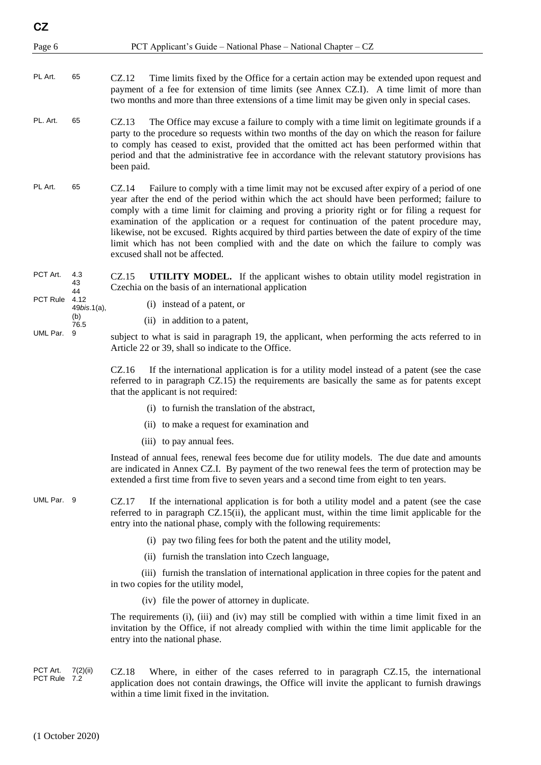| | | |
|---|---|---|
| PL Art. | 65 | CZ.12 Time limits fixed by the Office for a certain action may be extended upon request and payment of a fee for extension of time limits (see Annex CZ.I). A time limit of more than two months and more than three extensions of a time limit may be given only in special cases. |
| PL. Art. | 65 | CZ.13 The Office may excuse a failure to comply with a time limit on legitimate grounds if a party to the procedure so requests within two months of the day on which the reason for failure to comply has ceased to exist, provided that the omitted act has been performed within that period and that the administrative fee in accordance with the relevant statutory provisions has been paid. |
| PL Art. | 65 | CZ.14 Failure to comply with a time limit may not be excused after expiry of a period of one year after the end of the period within which the act should have been performed; failure to comply with a time limit for claiming and proving a priority right or for filing a request for examination of the application or a request for continuation of the patent procedure may, likewise, not be excused. Rights acquired by third parties between the date of expiry of the time limit which has not been complied with and the date on which the failure to comply was excused shall not be affected. |

PCT Art. 4.3, 43, 44
PCT Rule 4.12, 49*bis*.1(a), (b), 76.5
UML Par. 9

CZ.15 **UTILITY MODEL.** If the applicant wishes to obtain utility model registration in Czechia on the basis of an international application

(i) instead of a patent, or

(ii) in addition to a patent,

subject to what is said in paragraph 19, the applicant, when performing the acts referred to in Article 22 or 39, shall so indicate to the Office.

CZ.16 If the international application is for a utility model instead of a patent (see the case referred to in paragraph CZ.15) the requirements are basically the same as for patents except that the applicant is not required:

(i) to furnish the translation of the abstract,

(ii) to make a request for examination and

(iii) to pay annual fees.

Instead of annual fees, renewal fees become due for utility models. The due date and amounts are indicated in Annex CZ.I. By payment of the two renewal fees the term of protection may be extended a first time from five to seven years and a second time from eight to ten years.

UML Par. 9

CZ.17 If the international application is for both a utility model and a patent (see the case referred to in paragraph CZ.15(ii), the applicant must, within the time limit applicable for the entry into the national phase, comply with the following requirements:

(i) pay two filing fees for both the patent and the utility model,

(ii) furnish the translation into Czech language,

(iii) furnish the translation of international application in three copies for the patent and in two copies for the utility model,

(iv) file the power of attorney in duplicate.

The requirements (i), (iii) and (iv) may still be complied with within a time limit fixed in an invitation by the Office, if not already complied with within the time limit applicable for the entry into the national phase.

PCT Art. 7(2)(ii)
PCT Rule 7.2

CZ.18 Where, in either of the cases referred to in paragraph CZ.15, the international application does not contain drawings, the Office will invite the applicant to furnish drawings within a time limit fixed in the invitation.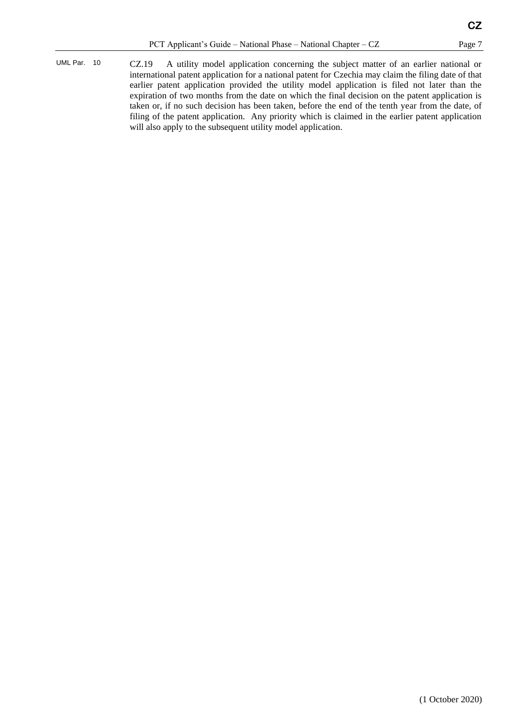UML Par. 10

CZ.19 A utility model application concerning the subject matter of an earlier national or international patent application for a national patent for Czechia may claim the filing date of that earlier patent application provided the utility model application is filed not later than the expiration of two months from the date on which the final decision on the patent application is taken or, if no such decision has been taken, before the end of the tenth year from the date, of filing of the patent application. Any priority which is claimed in the earlier patent application will also apply to the subsequent utility model application.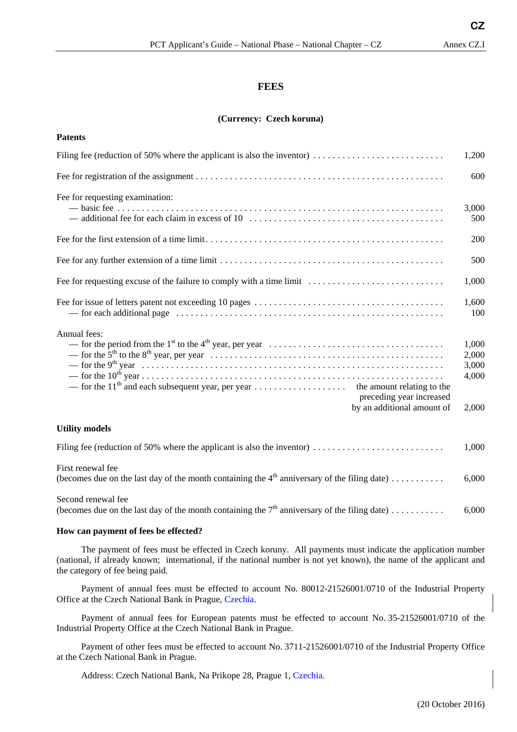# FEES

**(Currency: Czech koruna)**

**Patents**

| | |
|---|---|
| Filing fee (reduction of 50% where the applicant is also the inventor) | 1,200 |
| Fee for registration of the assignment | 600 |
| Fee for requesting examination: | |
| — basic fee | 3,000 |
| — additional fee for each claim in excess of 10 | 500 |
| Fee for the first extension of a time limit | 200 |
| Fee for any further extension of a time limit | 500 |
| Fee for requesting excuse of the failure to comply with a time limit | 1,000 |
| Fee for issue of letters patent not exceeding 10 pages | 1,600 |
| — for each additional page | 100 |
| Annual fees: | |
| — for the period from the 1st to the 4th year, per year | 1,000 |
| — for the 5th to the 8th year, per year | 2,000 |
| — for the 9th year | 3,000 |
| — for the 10th year | 4,000 |
| — for the 11th and each subsequent year, per year — the amount relating to the preceding year increased by an additional amount of | 2,000 |

**Utility models**

| | |
|---|---|
| Filing fee (reduction of 50% where the applicant is also the inventor) | 1,000 |
| First renewal fee (becomes due on the last day of the month containing the 4th anniversary of the filing date) | 6,000 |
| Second renewal fee (becomes due on the last day of the month containing the 7th anniversary of the filing date) | 6,000 |

**How can payment of fees be effected?**

The payment of fees must be effected in Czech koruny. All payments must indicate the application number (national, if already known; international, if the national number is not yet known), the name of the applicant and the category of fee being paid.

Payment of annual fees must be effected to account No. 80012-21526001/0710 of the Industrial Property Office at the Czech National Bank in Prague, Czechia.

Payment of annual fees for European patents must be effected to account No. 35-21526001/0710 of the Industrial Property Office at the Czech National Bank in Prague.

Payment of other fees must be effected to account No. 3711-21526001/0710 of the Industrial Property Office at the Czech National Bank in Prague.

Address: Czech National Bank, Na Prikope 28, Prague 1, Czechia.

(20 October 2016)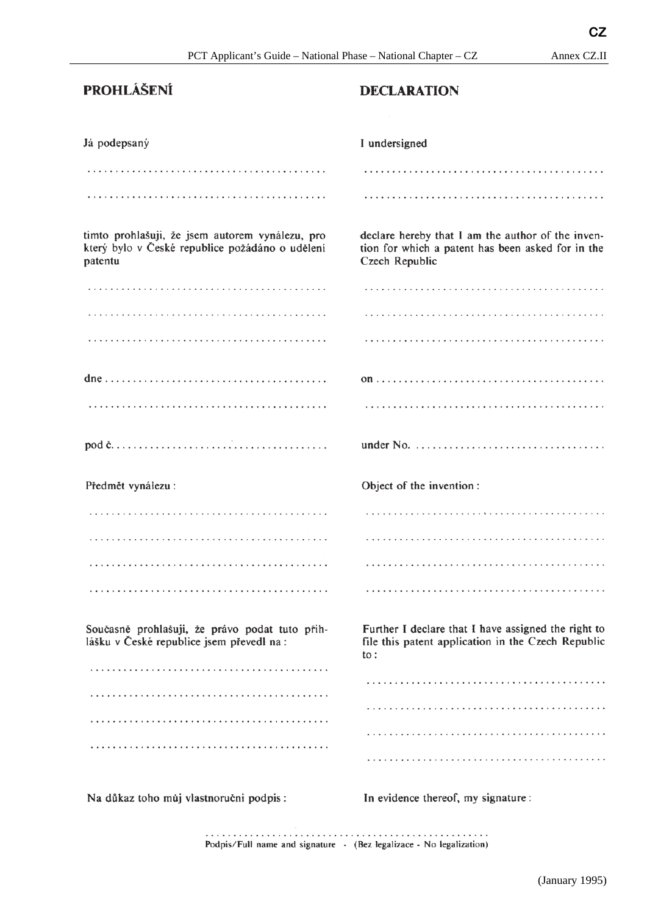## PROHLÁŠENÍ

Já podepsaný

...........................................

...........................................

timto prohlašuji, že jsem autorem vynálezu, pro který bylo v České republice požádáno o udělení patentu

...........................................

...........................................

...........................................

dne ........................................

...........................................

pod č. ......................................

Předmět vynálezu :

...........................................

...........................................

...........................................

...........................................

Současně prohlašuji, že právo podat tuto přihlášku v České republice jsem převedl na :

...........................................

...........................................

...........................................

...........................................

Na důkaz toho můj vlastnoruční podpis :

## DECLARATION

I undersigned

...........................................

...........................................

declare hereby that I am the author of the invention for which a patent has been asked for in the Czech Republic

...........................................

...........................................

...........................................

on ........................................

...........................................

under No. ..................................

Object of the invention :

...........................................

...........................................

...........................................

...........................................

Further I declare that I have assigned the right to file this patent application in the Czech Republic to :

...........................................

...........................................

...........................................

...........................................

In evidence thereof, my signature :

...................................................

Podpis/Full name and signature - (Bez legalizace - No legalization)

(January 1995)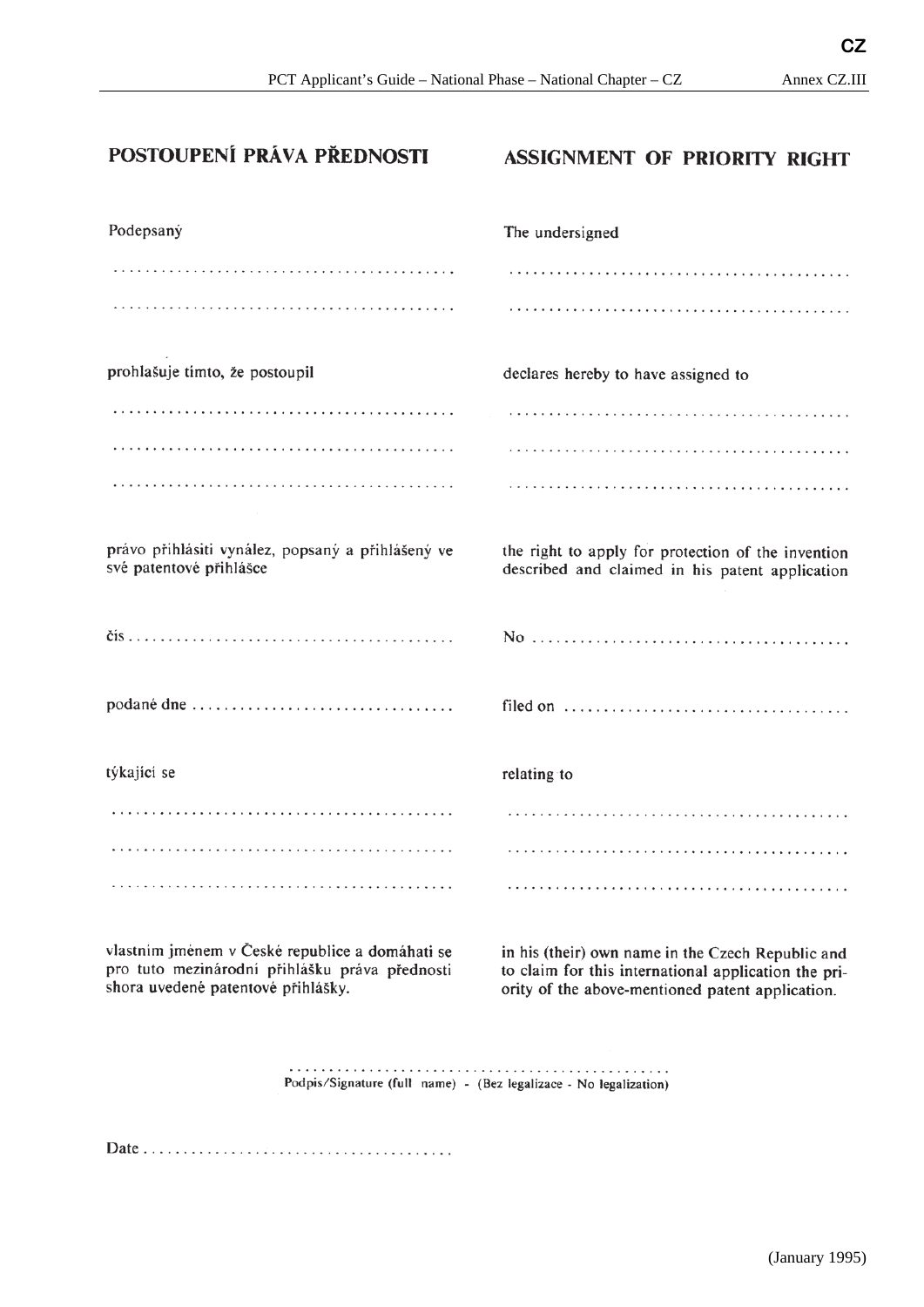Annex CZ.III

| POSTOUPENÍ PRÁVA PŘEDNOSTI | ASSIGNMENT OF PRIORITY RIGHT |
|---|---|
| Podepsaný | The undersigned |
| ........................................ | ........................................ |
| ........................................ | ........................................ |
| prohlašuje tímto, že postoupil | declares hereby to have assigned to |
| ........................................ | ........................................ |
| ........................................ | ........................................ |
| ........................................ | ........................................ |
| právo přihlásiti vynález, popsaný a přihlášený ve své patentové přihlášce | the right to apply for protection of the invention described and claimed in his patent application |
| čis ........................................ | No ........................................ |
| podané dne ................................ | filed on ................................ |
| týkající se | relating to |
| ........................................ | ........................................ |
| ........................................ | ........................................ |
| ........................................ | ........................................ |
| vlastním jménem v České republice a domáhati se pro tuto mezinárodní přihlášku práva přednosti shora uvedené patentové přihlášky. | in his (their) own name in the Czech Republic and to claim for this international application the priority of the above-mentioned patent application. |

................................................

Podpis/Signature (full name) - (Bez legalizace - No legalization)

Date ......................................

(January 1995)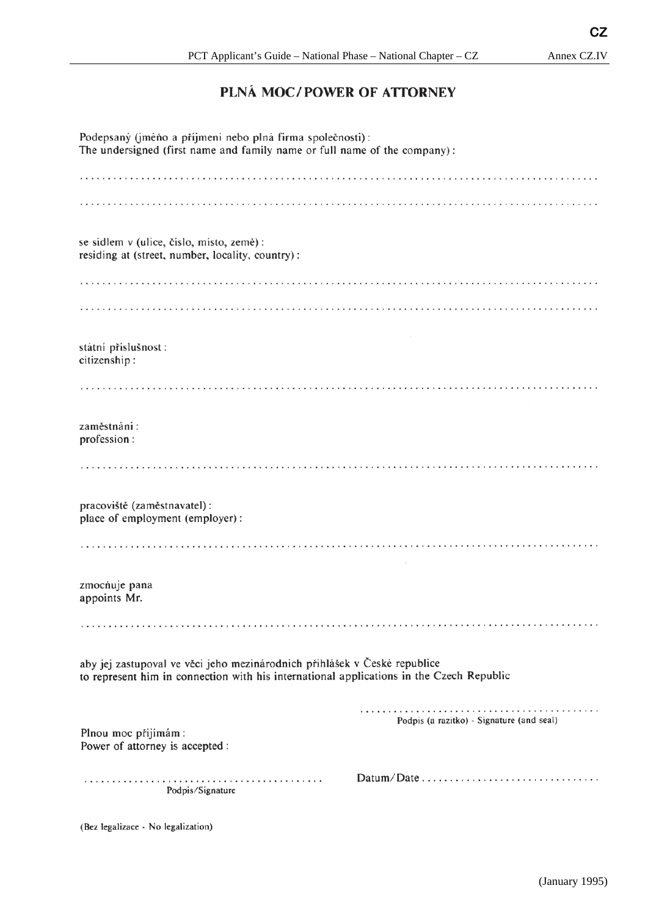# PLNÁ MOC/POWER OF ATTORNEY

Podepsaný (jméno a příjmení nebo plná firma společnosti):
The undersigned (first name and family name or full name of the company):

. . . . . . . . . . . . . . . . . . . . . . . . . . . . . . . . . . . . . . . . . . . . . . . . . . . . . . . . . . . . . . . . . . . . . . . . . . . . . . . . . . . . . . . .

. . . . . . . . . . . . . . . . . . . . . . . . . . . . . . . . . . . . . . . . . . . . . . . . . . . . . . . . . . . . . . . . . . . . . . . . . . . . . . . . . . . . . . . .

se sídlem v (ulice, číslo, místo, země):
residing at (street, number, locality, country):

. . . . . . . . . . . . . . . . . . . . . . . . . . . . . . . . . . . . . . . . . . . . . . . . . . . . . . . . . . . . . . . . . . . . . . . . . . . . . . . . . . . . . . . .

. . . . . . . . . . . . . . . . . . . . . . . . . . . . . . . . . . . . . . . . . . . . . . . . . . . . . . . . . . . . . . . . . . . . . . . . . . . . . . . . . . . . . . . .

státní příslušnost:
citizenship:

. . . . . . . . . . . . . . . . . . . . . . . . . . . . . . . . . . . . . . . . . . . . . . . . . . . . . . . . . . . . . . . . . . . . . . . . . . . . . . . . . . . . . . . .

zaměstnání:
profession:

. . . . . . . . . . . . . . . . . . . . . . . . . . . . . . . . . . . . . . . . . . . . . . . . . . . . . . . . . . . . . . . . . . . . . . . . . . . . . . . . . . . . . . . .

pracoviště (zaměstnavatel):
place of employment (employer):

. . . . . . . . . . . . . . . . . . . . . . . . . . . . . . . . . . . . . . . . . . . . . . . . . . . . . . . . . . . . . . . . . . . . . . . . . . . . . . . . . . . . . . . .

zmocňuje pana
appoints Mr.

. . . . . . . . . . . . . . . . . . . . . . . . . . . . . . . . . . . . . . . . . . . . . . . . . . . . . . . . . . . . . . . . . . . . . . . . . . . . . . . . . . . . . . . .

aby jej zastupoval ve věci jeho mezinárodních přihlášek v České republice
to represent him in connection with his international applications in the Czech Republic

. . . . . . . . . . . . . . . . . . . . . . . . . . . . . . . . . . . . . . . .
Podpis (a razítko) - Signature (and seal)

Plnou moc přijímám:
Power of attorney is accepted:

. . . . . . . . . . . . . . . . . . . . . . . . . . . . . . . . . . . . . . . .
Podpis/Signature

Datum/Date . . . . . . . . . . . . . . . . . . . . . . . . . . . . . . .

(Bez legalizace - No legalization)

(January 1995)